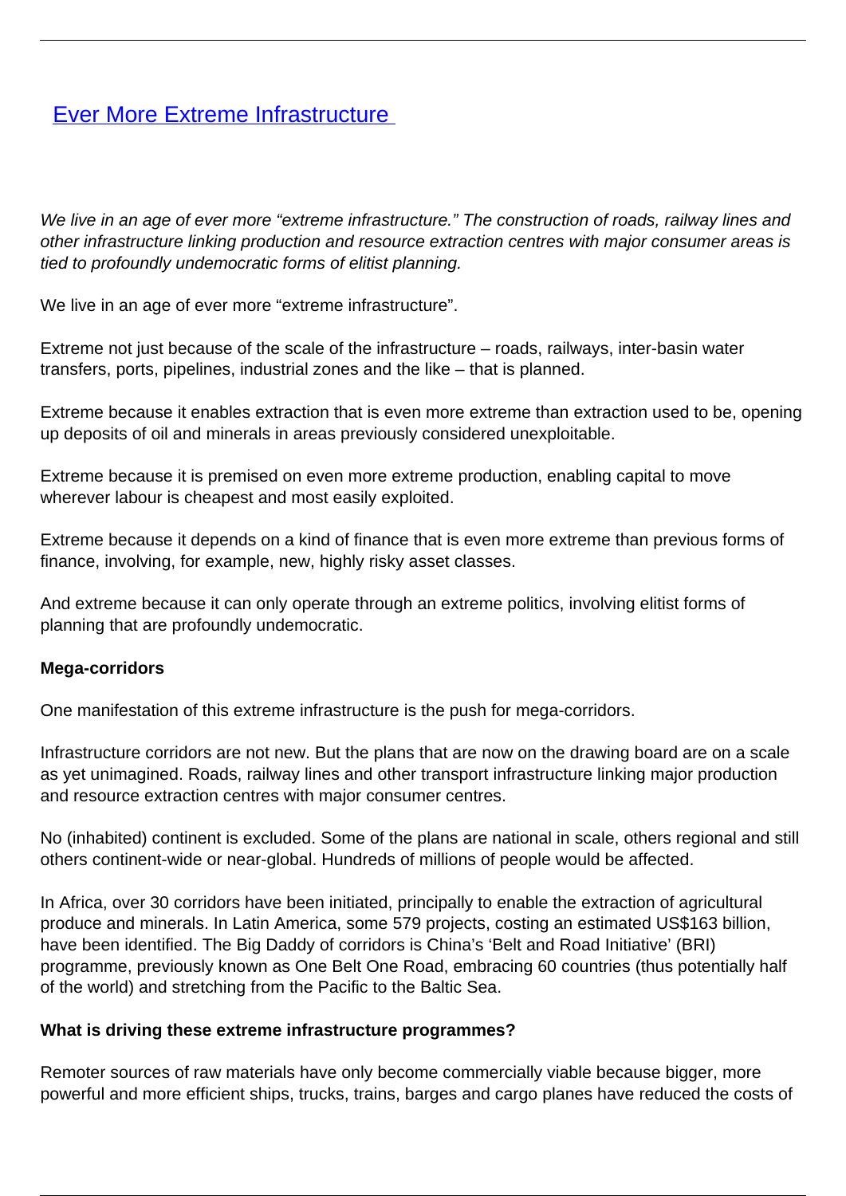# [Ever More Extreme Infrastructure](#)

*We live in an age of ever more "extreme infrastructure." The construction of roads, railway lines and other infrastructure linking production and resource extraction centres with major consumer areas is tied to profoundly undemocratic forms of elitist planning.*

We live in an age of ever more "extreme infrastructure".

Extreme not just because of the scale of the infrastructure – roads, railways, inter-basin water transfers, ports, pipelines, industrial zones and the like – that is planned.

Extreme because it enables extraction that is even more extreme than extraction used to be, opening up deposits of oil and minerals in areas previously considered unexploitable.

Extreme because it is premised on even more extreme production, enabling capital to move wherever labour is cheapest and most easily exploited.

Extreme because it depends on a kind of finance that is even more extreme than previous forms of finance, involving, for example, new, highly risky asset classes.

And extreme because it can only operate through an extreme politics, involving elitist forms of planning that are profoundly undemocratic.

**Mega-corridors**

One manifestation of this extreme infrastructure is the push for mega-corridors.

Infrastructure corridors are not new. But the plans that are now on the drawing board are on a scale as yet unimagined. Roads, railway lines and other transport infrastructure linking major production and resource extraction centres with major consumer centres.

No (inhabited) continent is excluded. Some of the plans are national in scale, others regional and still others continent-wide or near-global. Hundreds of millions of people would be affected.

In Africa, over 30 corridors have been initiated, principally to enable the extraction of agricultural produce and minerals. In Latin America, some 579 projects, costing an estimated US$163 billion, have been identified. The Big Daddy of corridors is China's 'Belt and Road Initiative' (BRI) programme, previously known as One Belt One Road, embracing 60 countries (thus potentially half of the world) and stretching from the Pacific to the Baltic Sea.

**What is driving these extreme infrastructure programmes?**

Remoter sources of raw materials have only become commercially viable because bigger, more powerful and more efficient ships, trucks, trains, barges and cargo planes have reduced the costs of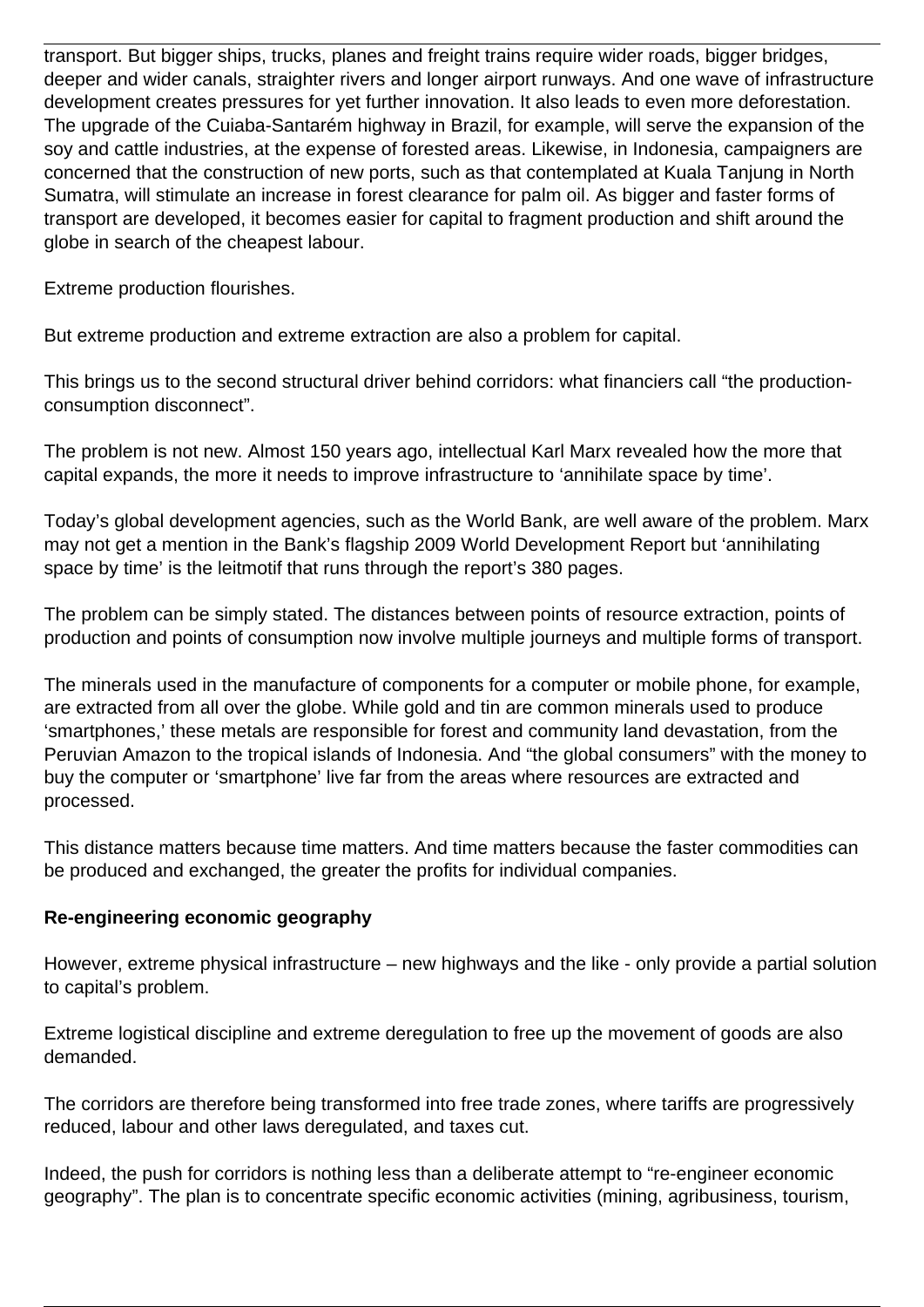transport. But bigger ships, trucks, planes and freight trains require wider roads, bigger bridges, deeper and wider canals, straighter rivers and longer airport runways. And one wave of infrastructure development creates pressures for yet further innovation. It also leads to even more deforestation. The upgrade of the Cuiaba-Santarém highway in Brazil, for example, will serve the expansion of the soy and cattle industries, at the expense of forested areas. Likewise, in Indonesia, campaigners are concerned that the construction of new ports, such as that contemplated at Kuala Tanjung in North Sumatra, will stimulate an increase in forest clearance for palm oil. As bigger and faster forms of transport are developed, it becomes easier for capital to fragment production and shift around the globe in search of the cheapest labour.

Extreme production flourishes.

But extreme production and extreme extraction are also a problem for capital.

This brings us to the second structural driver behind corridors: what financiers call "the production-consumption disconnect".

The problem is not new. Almost 150 years ago, intellectual Karl Marx revealed how the more that capital expands, the more it needs to improve infrastructure to 'annihilate space by time'.

Today's global development agencies, such as the World Bank, are well aware of the problem. Marx may not get a mention in the Bank's flagship 2009 World Development Report but 'annihilating space by time' is the leitmotif that runs through the report's 380 pages.

The problem can be simply stated. The distances between points of resource extraction, points of production and points of consumption now involve multiple journeys and multiple forms of transport.

The minerals used in the manufacture of components for a computer or mobile phone, for example, are extracted from all over the globe. While gold and tin are common minerals used to produce 'smartphones,' these metals are responsible for forest and community land devastation, from the Peruvian Amazon to the tropical islands of Indonesia. And "the global consumers" with the money to buy the computer or 'smartphone' live far from the areas where resources are extracted and processed.

This distance matters because time matters. And time matters because the faster commodities can be produced and exchanged, the greater the profits for individual companies.

**Re-engineering economic geography**

However, extreme physical infrastructure – new highways and the like - only provide a partial solution to capital's problem.

Extreme logistical discipline and extreme deregulation to free up the movement of goods are also demanded.

The corridors are therefore being transformed into free trade zones, where tariffs are progressively reduced, labour and other laws deregulated, and taxes cut.

Indeed, the push for corridors is nothing less than a deliberate attempt to "re-engineer economic geography". The plan is to concentrate specific economic activities (mining, agribusiness, tourism,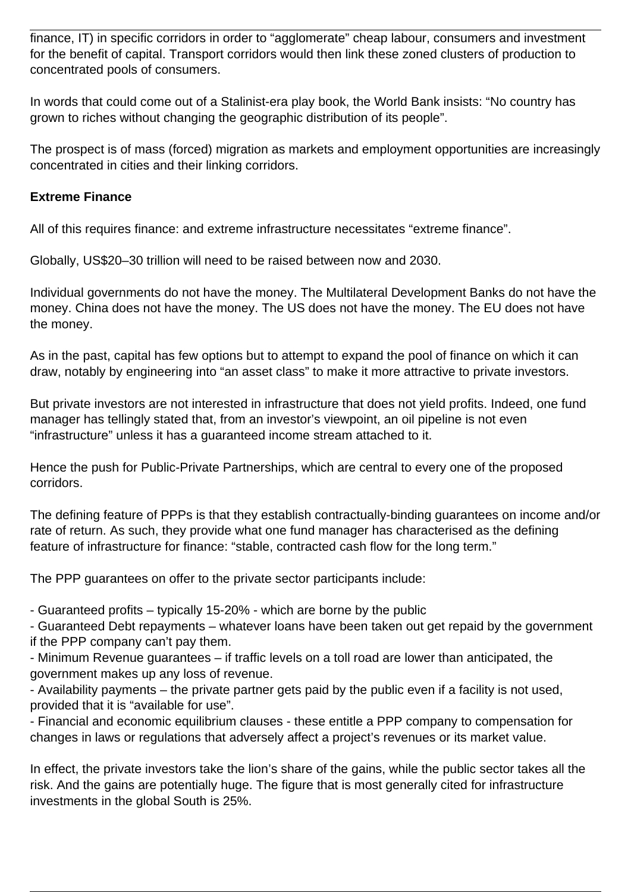finance, IT) in specific corridors in order to "agglomerate" cheap labour, consumers and investment for the benefit of capital. Transport corridors would then link these zoned clusters of production to concentrated pools of consumers.

In words that could come out of a Stalinist-era play book, the World Bank insists: "No country has grown to riches without changing the geographic distribution of its people".

The prospect is of mass (forced) migration as markets and employment opportunities are increasingly concentrated in cities and their linking corridors.

**Extreme Finance**

All of this requires finance: and extreme infrastructure necessitates "extreme finance".

Globally, US$20–30 trillion will need to be raised between now and 2030.

Individual governments do not have the money. The Multilateral Development Banks do not have the money. China does not have the money. The US does not have the money. The EU does not have the money.

As in the past, capital has few options but to attempt to expand the pool of finance on which it can draw, notably by engineering into "an asset class" to make it more attractive to private investors.

But private investors are not interested in infrastructure that does not yield profits. Indeed, one fund manager has tellingly stated that, from an investor's viewpoint, an oil pipeline is not even "infrastructure" unless it has a guaranteed income stream attached to it.

Hence the push for Public-Private Partnerships, which are central to every one of the proposed corridors.

The defining feature of PPPs is that they establish contractually-binding guarantees on income and/or rate of return. As such, they provide what one fund manager has characterised as the defining feature of infrastructure for finance: "stable, contracted cash flow for the long term."

The PPP guarantees on offer to the private sector participants include:

- Guaranteed profits – typically 15-20% - which are borne by the public
- Guaranteed Debt repayments – whatever loans have been taken out get repaid by the government if the PPP company can't pay them.
- Minimum Revenue guarantees – if traffic levels on a toll road are lower than anticipated, the government makes up any loss of revenue.
- Availability payments – the private partner gets paid by the public even if a facility is not used, provided that it is "available for use".
- Financial and economic equilibrium clauses - these entitle a PPP company to compensation for changes in laws or regulations that adversely affect a project's revenues or its market value.

In effect, the private investors take the lion's share of the gains, while the public sector takes all the risk. And the gains are potentially huge. The figure that is most generally cited for infrastructure investments in the global South is 25%.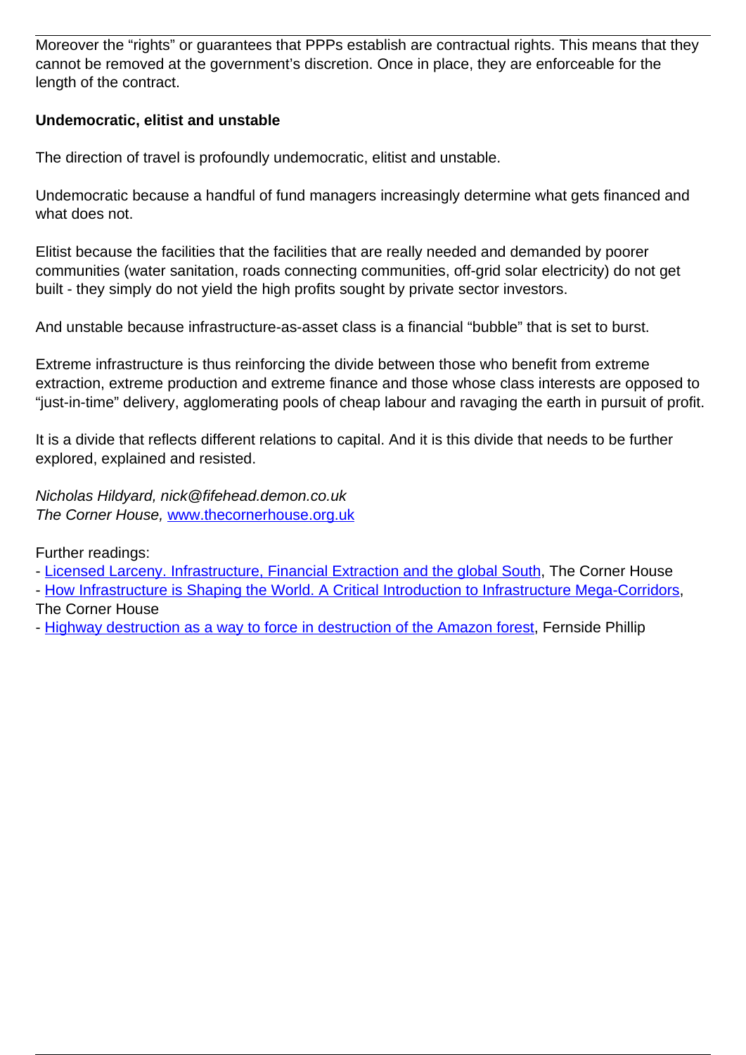Moreover the "rights" or guarantees that PPPs establish are contractual rights. This means that they cannot be removed at the government's discretion. Once in place, they are enforceable for the length of the contract.

**Undemocratic, elitist and unstable**

The direction of travel is profoundly undemocratic, elitist and unstable.

Undemocratic because a handful of fund managers increasingly determine what gets financed and what does not.

Elitist because the facilities that the facilities that are really needed and demanded by poorer communities (water sanitation, roads connecting communities, off-grid solar electricity) do not get built - they simply do not yield the high profits sought by private sector investors.

And unstable because infrastructure-as-asset class is a financial "bubble" that is set to burst.

Extreme infrastructure is thus reinforcing the divide between those who benefit from extreme extraction, extreme production and extreme finance and those whose class interests are opposed to "just-in-time" delivery, agglomerating pools of cheap labour and ravaging the earth in pursuit of profit.

It is a divide that reflects different relations to capital. And it is this divide that needs to be further explored, explained and resisted.

*Nicholas Hildyard, nick@fifehead.demon.co.uk*
*The Corner House,* www.thecornerhouse.org.uk

Further readings:
- Licensed Larceny. Infrastructure, Financial Extraction and the global South, The Corner House
- How Infrastructure is Shaping the World. A Critical Introduction to Infrastructure Mega-Corridors, The Corner House
- Highway destruction as a way to force in destruction of the Amazon forest, Fernside Phillip